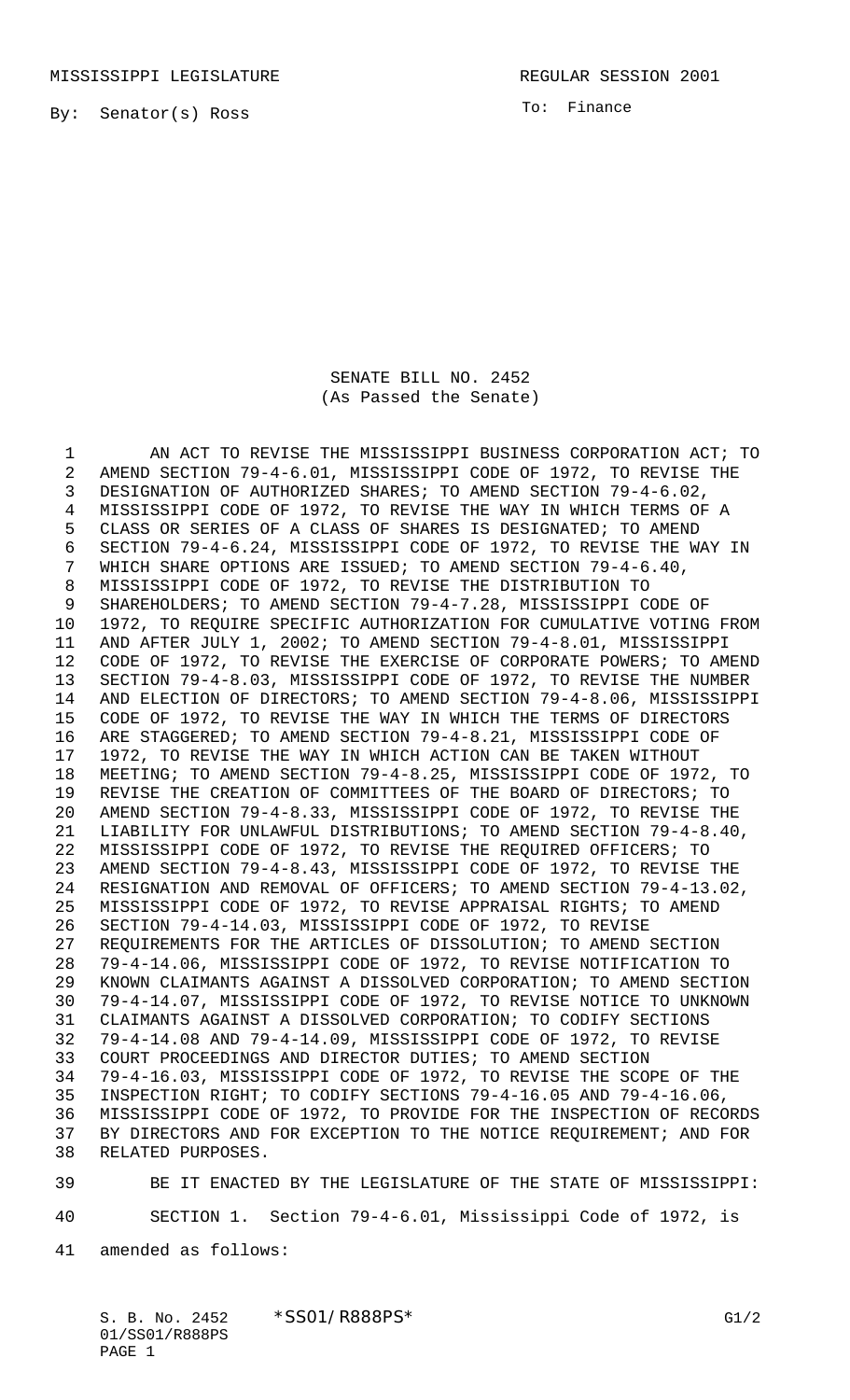MISSISSIPPI LEGISLATURE REGULAR SESSION 2001

By: Senator(s) Ross

To: Finance

SENATE BILL NO. 2452
(As Passed the Senate)

AN ACT TO REVISE THE MISSISSIPPI BUSINESS CORPORATION ACT; TO AMEND SECTION 79-4-6.01, MISSISSIPPI CODE OF 1972, TO REVISE THE DESIGNATION OF AUTHORIZED SHARES; TO AMEND SECTION 79-4-6.02, MISSISSIPPI CODE OF 1972, TO REVISE THE WAY IN WHICH TERMS OF A CLASS OR SERIES OF A CLASS OF SHARES IS DESIGNATED; TO AMEND SECTION 79-4-6.24, MISSISSIPPI CODE OF 1972, TO REVISE THE WAY IN WHICH SHARE OPTIONS ARE ISSUED; TO AMEND SECTION 79-4-6.40, MISSISSIPPI CODE OF 1972, TO REVISE THE DISTRIBUTION TO SHAREHOLDERS; TO AMEND SECTION 79-4-7.28, MISSISSIPPI CODE OF 1972, TO REQUIRE SPECIFIC AUTHORIZATION FOR CUMULATIVE VOTING FROM AND AFTER JULY 1, 2002; TO AMEND SECTION 79-4-8.01, MISSISSIPPI CODE OF 1972, TO REVISE THE EXERCISE OF CORPORATE POWERS; TO AMEND SECTION 79-4-8.03, MISSISSIPPI CODE OF 1972, TO REVISE THE NUMBER AND ELECTION OF DIRECTORS; TO AMEND SECTION 79-4-8.06, MISSISSIPPI CODE OF 1972, TO REVISE THE WAY IN WHICH THE TERMS OF DIRECTORS ARE STAGGERED; TO AMEND SECTION 79-4-8.21, MISSISSIPPI CODE OF 1972, TO REVISE THE WAY IN WHICH ACTION CAN BE TAKEN WITHOUT MEETING; TO AMEND SECTION 79-4-8.25, MISSISSIPPI CODE OF 1972, TO REVISE THE CREATION OF COMMITTEES OF THE BOARD OF DIRECTORS; TO AMEND SECTION 79-4-8.33, MISSISSIPPI CODE OF 1972, TO REVISE THE LIABILITY FOR UNLAWFUL DISTRIBUTIONS; TO AMEND SECTION 79-4-8.40, MISSISSIPPI CODE OF 1972, TO REVISE THE REQUIRED OFFICERS; TO AMEND SECTION 79-4-8.43, MISSISSIPPI CODE OF 1972, TO REVISE THE RESIGNATION AND REMOVAL OF OFFICERS; TO AMEND SECTION 79-4-13.02, MISSISSIPPI CODE OF 1972, TO REVISE APPRAISAL RIGHTS; TO AMEND SECTION 79-4-14.03, MISSISSIPPI CODE OF 1972, TO REVISE REQUIREMENTS FOR THE ARTICLES OF DISSOLUTION; TO AMEND SECTION 79-4-14.06, MISSISSIPPI CODE OF 1972, TO REVISE NOTIFICATION TO KNOWN CLAIMANTS AGAINST A DISSOLVED CORPORATION; TO AMEND SECTION 79-4-14.07, MISSISSIPPI CODE OF 1972, TO REVISE NOTICE TO UNKNOWN CLAIMANTS AGAINST A DISSOLVED CORPORATION; TO CODIFY SECTIONS 79-4-14.08 AND 79-4-14.09, MISSISSIPPI CODE OF 1972, TO REVISE COURT PROCEEDINGS AND DIRECTOR DUTIES; TO AMEND SECTION 79-4-16.03, MISSISSIPPI CODE OF 1972, TO REVISE THE SCOPE OF THE INSPECTION RIGHT; TO CODIFY SECTIONS 79-4-16.05 AND 79-4-16.06, MISSISSIPPI CODE OF 1972, TO PROVIDE FOR THE INSPECTION OF RECORDS BY DIRECTORS AND FOR EXCEPTION TO THE NOTICE REQUIREMENT; AND FOR RELATED PURPOSES.

BE IT ENACTED BY THE LEGISLATURE OF THE STATE OF MISSISSIPPI:

SECTION 1. Section 79-4-6.01, Mississippi Code of 1972, is amended as follows: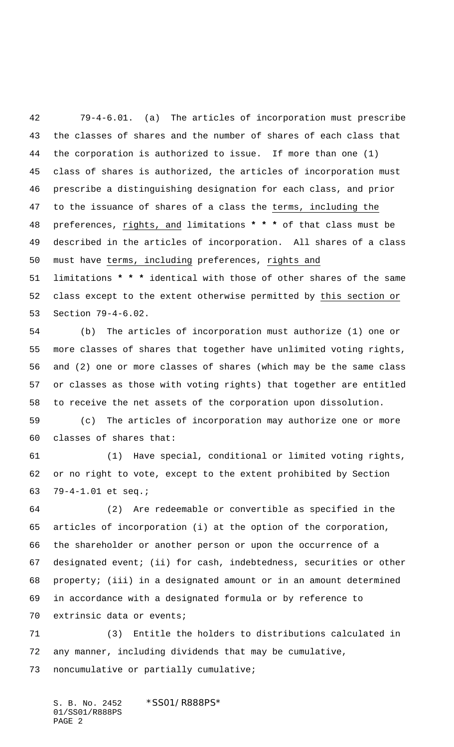79-4-6.01. (a) The articles of incorporation must prescribe the classes of shares and the number of shares of each class that the corporation is authorized to issue. If more than one (1) class of shares is authorized, the articles of incorporation must prescribe a distinguishing designation for each class, and prior to the issuance of shares of a class the terms, including the preferences, rights, and limitations * * * of that class must be described in the articles of incorporation. All shares of a class must have terms, including preferences, rights and limitations * * * identical with those of other shares of the same class except to the extent otherwise permitted by this section or Section 79-4-6.02.

(b) The articles of incorporation must authorize (1) one or more classes of shares that together have unlimited voting rights, and (2) one or more classes of shares (which may be the same class or classes as those with voting rights) that together are entitled to receive the net assets of the corporation upon dissolution.

(c) The articles of incorporation may authorize one or more classes of shares that:

(1) Have special, conditional or limited voting rights, or no right to vote, except to the extent prohibited by Section 79-4-1.01 et seq.;

(2) Are redeemable or convertible as specified in the articles of incorporation (i) at the option of the corporation, the shareholder or another person or upon the occurrence of a designated event; (ii) for cash, indebtedness, securities or other property; (iii) in a designated amount or in an amount determined in accordance with a designated formula or by reference to extrinsic data or events;

(3) Entitle the holders to distributions calculated in any manner, including dividends that may be cumulative, noncumulative or partially cumulative;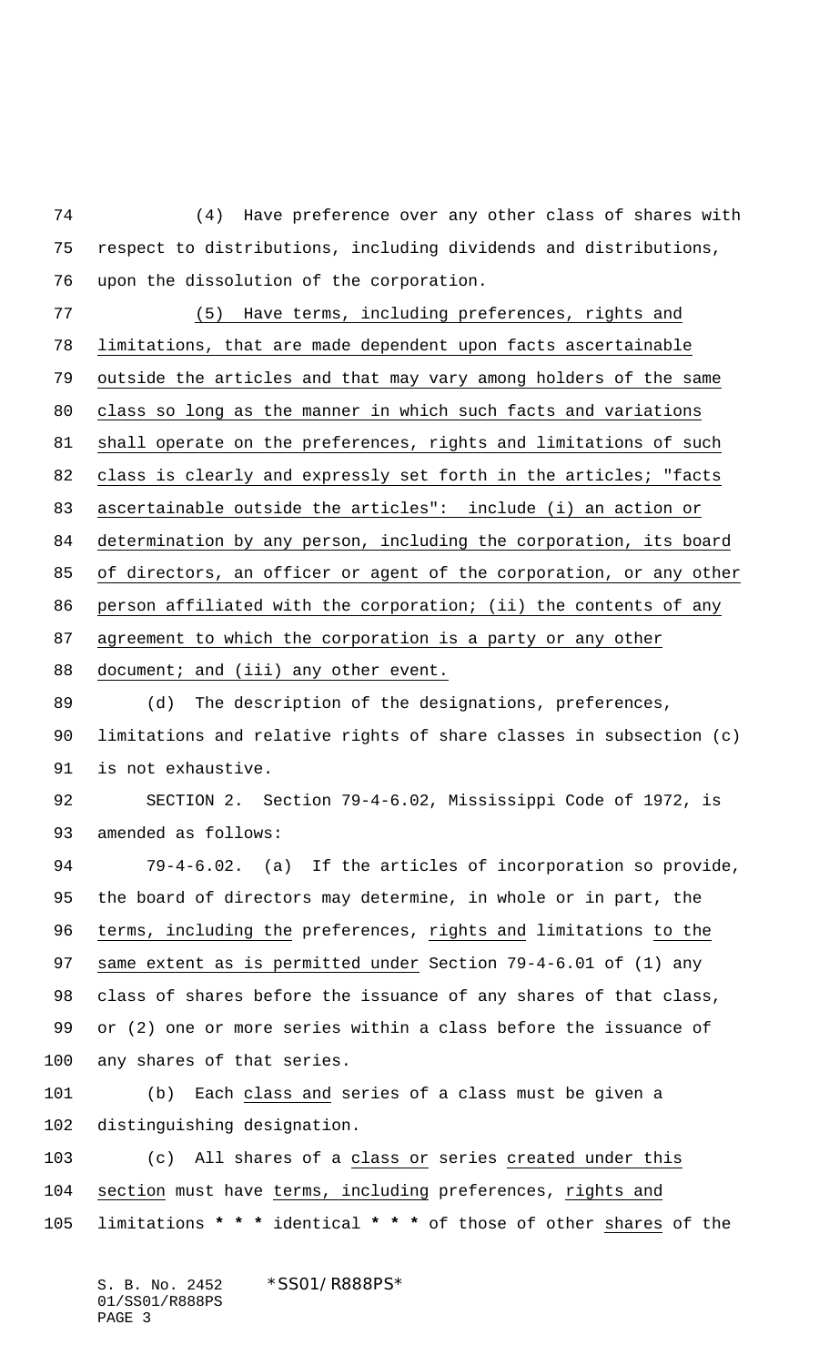(4) Have preference over any other class of shares with respect to distributions, including dividends and distributions, upon the dissolution of the corporation.

(5) Have terms, including preferences, rights and limitations, that are made dependent upon facts ascertainable outside the articles and that may vary among holders of the same class so long as the manner in which such facts and variations shall operate on the preferences, rights and limitations of such class is clearly and expressly set forth in the articles; "facts ascertainable outside the articles": include (i) an action or determination by any person, including the corporation, its board of directors, an officer or agent of the corporation, or any other person affiliated with the corporation; (ii) the contents of any agreement to which the corporation is a party or any other document; and (iii) any other event.

(d) The description of the designations, preferences, limitations and relative rights of share classes in subsection (c) is not exhaustive.

SECTION 2. Section 79-4-6.02, Mississippi Code of 1972, is amended as follows:

79-4-6.02. (a) If the articles of incorporation so provide, the board of directors may determine, in whole or in part, the terms, including the preferences, rights and limitations to the same extent as is permitted under Section 79-4-6.01 of (1) any class of shares before the issuance of any shares of that class, or (2) one or more series within a class before the issuance of any shares of that series.

(b) Each class and series of a class must be given a distinguishing designation.

(c) All shares of a class or series created under this section must have terms, including preferences, rights and limitations * * * identical * * * of those of other shares of the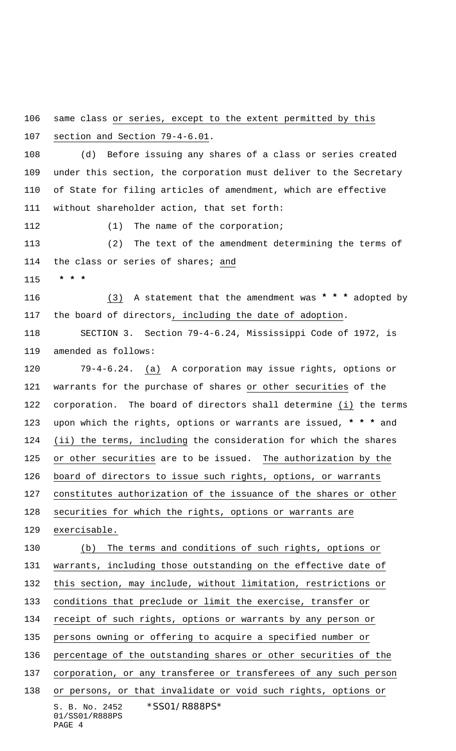same class or series, except to the extent permitted by this section and Section 79-4-6.01.

(d) Before issuing any shares of a class or series created under this section, the corporation must deliver to the Secretary of State for filing articles of amendment, which are effective without shareholder action, that set forth:

(1) The name of the corporation;

(2) The text of the amendment determining the terms of the class or series of shares; and

* * *

(3) A statement that the amendment was * * * adopted by the board of directors, including the date of adoption.

SECTION 3. Section 79-4-6.24, Mississippi Code of 1972, is amended as follows:

79-4-6.24. (a) A corporation may issue rights, options or warrants for the purchase of shares or other securities of the corporation. The board of directors shall determine (i) the terms upon which the rights, options or warrants are issued, * * * and (ii) the terms, including the consideration for which the shares or other securities are to be issued. The authorization by the board of directors to issue such rights, options, or warrants constitutes authorization of the issuance of the shares or other securities for which the rights, options or warrants are exercisable.

(b) The terms and conditions of such rights, options or warrants, including those outstanding on the effective date of this section, may include, without limitation, restrictions or conditions that preclude or limit the exercise, transfer or receipt of such rights, options or warrants by any person or persons owning or offering to acquire a specified number or percentage of the outstanding shares or other securities of the corporation, or any transferee or transferees of any such person or persons, or that invalidate or void such rights, options or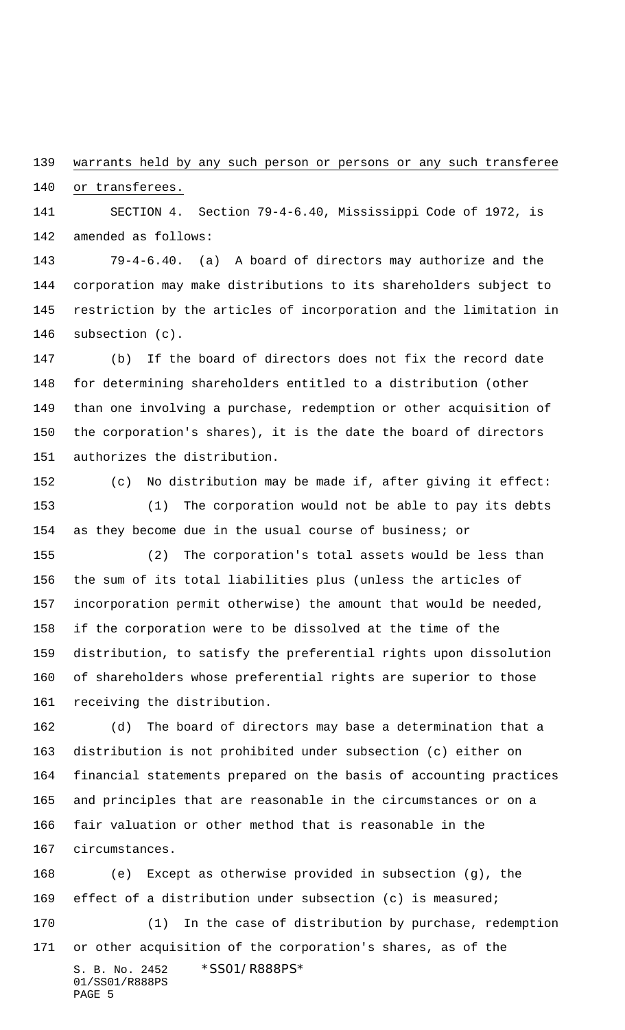warrants held by any such person or persons or any such transferee or transferees.

SECTION 4. Section 79-4-6.40, Mississippi Code of 1972, is amended as follows:

79-4-6.40. (a) A board of directors may authorize and the corporation may make distributions to its shareholders subject to restriction by the articles of incorporation and the limitation in subsection (c).

(b) If the board of directors does not fix the record date for determining shareholders entitled to a distribution (other than one involving a purchase, redemption or other acquisition of the corporation's shares), it is the date the board of directors authorizes the distribution.

(c) No distribution may be made if, after giving it effect:

(1) The corporation would not be able to pay its debts as they become due in the usual course of business; or

(2) The corporation's total assets would be less than the sum of its total liabilities plus (unless the articles of incorporation permit otherwise) the amount that would be needed, if the corporation were to be dissolved at the time of the distribution, to satisfy the preferential rights upon dissolution of shareholders whose preferential rights are superior to those receiving the distribution.

(d) The board of directors may base a determination that a distribution is not prohibited under subsection (c) either on financial statements prepared on the basis of accounting practices and principles that are reasonable in the circumstances or on a fair valuation or other method that is reasonable in the circumstances.

(e) Except as otherwise provided in subsection (g), the effect of a distribution under subsection (c) is measured;

(1) In the case of distribution by purchase, redemption or other acquisition of the corporation's shares, as of the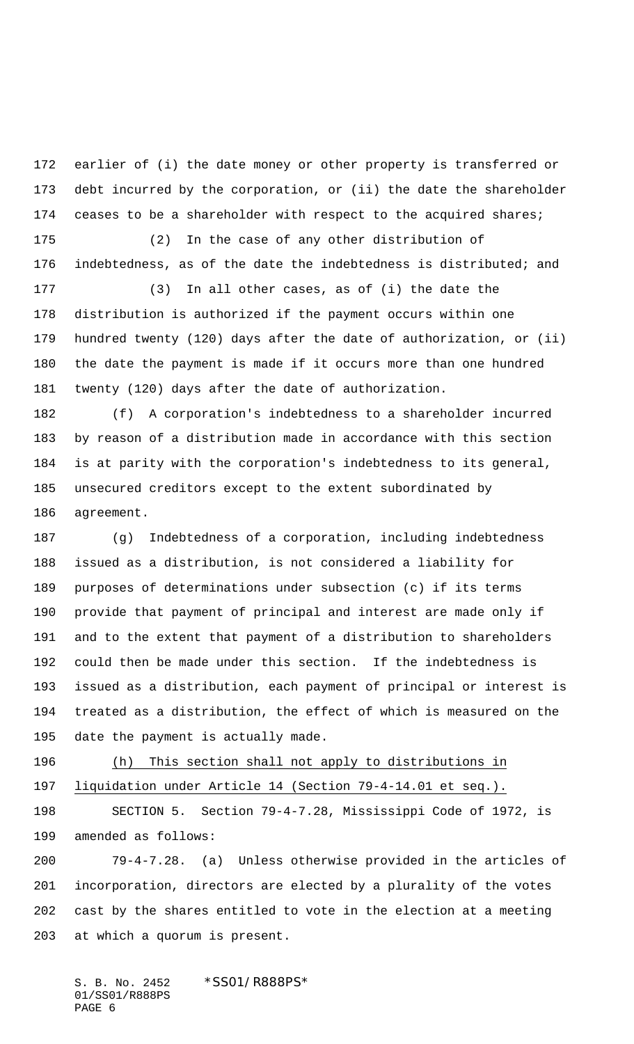earlier of (i) the date money or other property is transferred or debt incurred by the corporation, or (ii) the date the shareholder ceases to be a shareholder with respect to the acquired shares;

(2) In the case of any other distribution of indebtedness, as of the date the indebtedness is distributed; and

(3) In all other cases, as of (i) the date the distribution is authorized if the payment occurs within one hundred twenty (120) days after the date of authorization, or (ii) the date the payment is made if it occurs more than one hundred twenty (120) days after the date of authorization.

(f) A corporation's indebtedness to a shareholder incurred by reason of a distribution made in accordance with this section is at parity with the corporation's indebtedness to its general, unsecured creditors except to the extent subordinated by agreement.

(g) Indebtedness of a corporation, including indebtedness issued as a distribution, is not considered a liability for purposes of determinations under subsection (c) if its terms provide that payment of principal and interest are made only if and to the extent that payment of a distribution to shareholders could then be made under this section. If the indebtedness is issued as a distribution, each payment of principal or interest is treated as a distribution, the effect of which is measured on the date the payment is actually made.

<u>(h) This section shall not apply to distributions in liquidation under Article 14 (Section 79-4-14.01 et seq.).</u>

SECTION 5. Section 79-4-7.28, Mississippi Code of 1972, is amended as follows:

79-4-7.28. (a) Unless otherwise provided in the articles of incorporation, directors are elected by a plurality of the votes cast by the shares entitled to vote in the election at a meeting at which a quorum is present.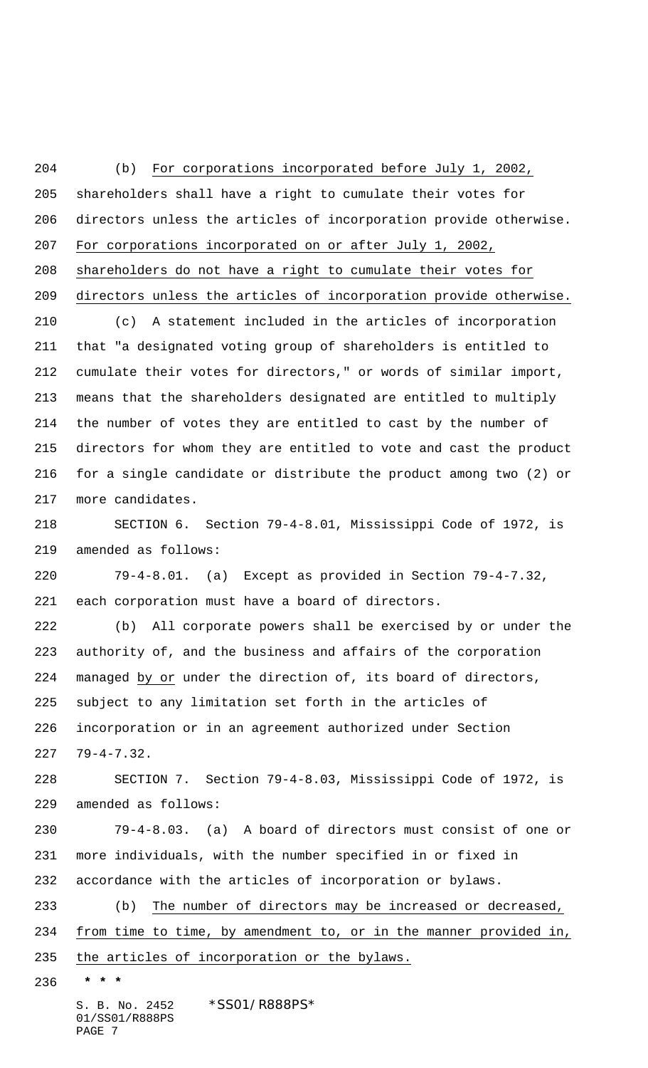(b) For corporations incorporated before July 1, 2002, shareholders shall have a right to cumulate their votes for directors unless the articles of incorporation provide otherwise. For corporations incorporated on or after July 1, 2002, shareholders do not have a right to cumulate their votes for directors unless the articles of incorporation provide otherwise.

(c) A statement included in the articles of incorporation that "a designated voting group of shareholders is entitled to cumulate their votes for directors," or words of similar import, means that the shareholders designated are entitled to multiply the number of votes they are entitled to cast by the number of directors for whom they are entitled to vote and cast the product for a single candidate or distribute the product among two (2) or more candidates.

SECTION 6. Section 79-4-8.01, Mississippi Code of 1972, is amended as follows:

79-4-8.01. (a) Except as provided in Section 79-4-7.32, each corporation must have a board of directors.

(b) All corporate powers shall be exercised by or under the authority of, and the business and affairs of the corporation managed by or under the direction of, its board of directors, subject to any limitation set forth in the articles of incorporation or in an agreement authorized under Section 79-4-7.32.

SECTION 7. Section 79-4-8.03, Mississippi Code of 1972, is amended as follows:

79-4-8.03. (a) A board of directors must consist of one or more individuals, with the number specified in or fixed in accordance with the articles of incorporation or bylaws.

(b) The number of directors may be increased or decreased, from time to time, by amendment to, or in the manner provided in, the articles of incorporation or the bylaws.

* * *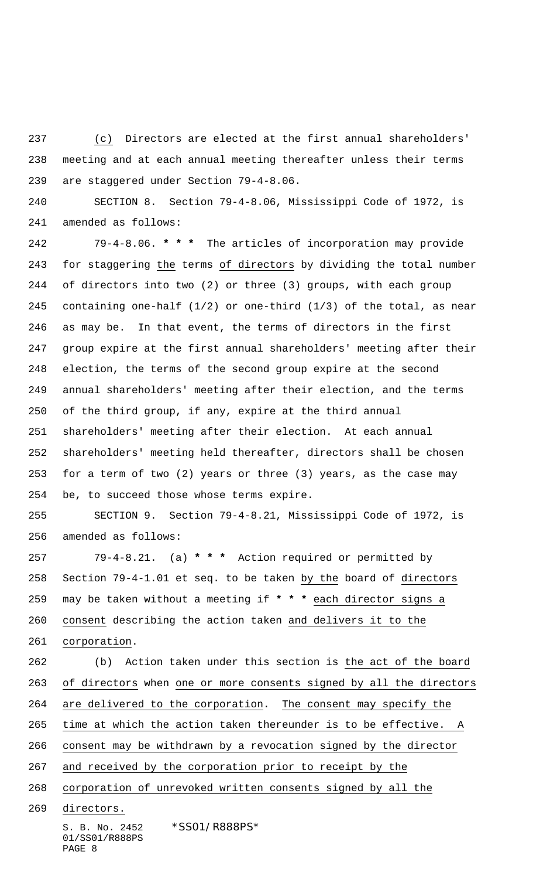(c) Directors are elected at the first annual shareholders' meeting and at each annual meeting thereafter unless their terms are staggered under Section 79-4-8.06.

SECTION 8. Section 79-4-8.06, Mississippi Code of 1972, is amended as follows:

79-4-8.06. *** The articles of incorporation may provide for staggering the terms of directors by dividing the total number of directors into two (2) or three (3) groups, with each group containing one-half (1/2) or one-third (1/3) of the total, as near as may be. In that event, the terms of directors in the first group expire at the first annual shareholders' meeting after their election, the terms of the second group expire at the second annual shareholders' meeting after their election, and the terms of the third group, if any, expire at the third annual shareholders' meeting after their election. At each annual shareholders' meeting held thereafter, directors shall be chosen for a term of two (2) years or three (3) years, as the case may be, to succeed those whose terms expire.

SECTION 9. Section 79-4-8.21, Mississippi Code of 1972, is amended as follows:

79-4-8.21. (a) *** Action required or permitted by Section 79-4-1.01 et seq. to be taken by the board of directors may be taken without a meeting if *** each director signs a consent describing the action taken and delivers it to the corporation.

(b) Action taken under this section is the act of the board of directors when one or more consents signed by all the directors are delivered to the corporation. The consent may specify the time at which the action taken thereunder is to be effective. A consent may be withdrawn by a revocation signed by the director and received by the corporation prior to receipt by the corporation of unrevoked written consents signed by all the directors.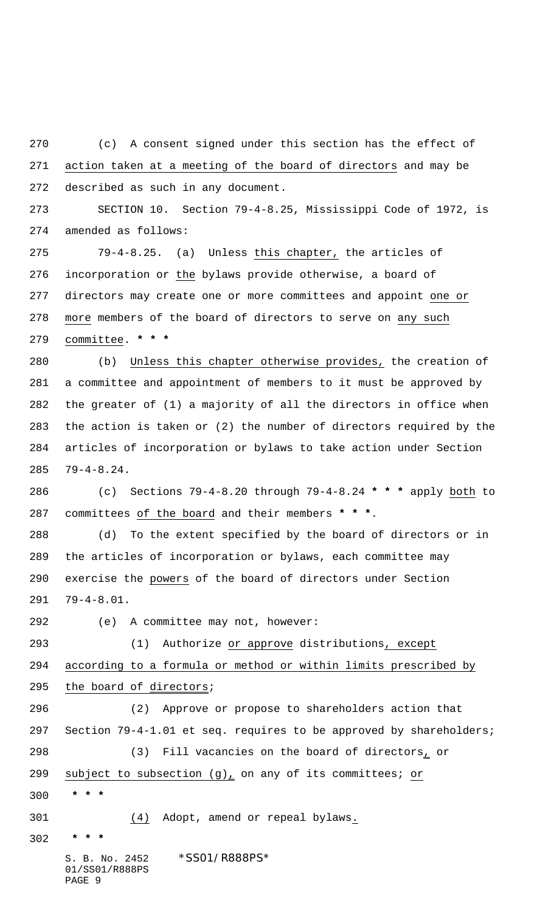(c) A consent signed under this section has the effect of action taken at a meeting of the board of directors and may be described as such in any document.

SECTION 10. Section 79-4-8.25, Mississippi Code of 1972, is amended as follows:

79-4-8.25. (a) Unless this chapter, the articles of incorporation or the bylaws provide otherwise, a board of directors may create one or more committees and appoint one or more members of the board of directors to serve on any such committee. * * *

(b) Unless this chapter otherwise provides, the creation of a committee and appointment of members to it must be approved by the greater of (1) a majority of all the directors in office when the action is taken or (2) the number of directors required by the articles of incorporation or bylaws to take action under Section 79-4-8.24.

(c) Sections 79-4-8.20 through 79-4-8.24 * * * apply both to committees of the board and their members * * *.

(d) To the extent specified by the board of directors or in the articles of incorporation or bylaws, each committee may exercise the powers of the board of directors under Section 79-4-8.01.

(e) A committee may not, however:

(1) Authorize or approve distributions, except according to a formula or method or within limits prescribed by the board of directors;

(2) Approve or propose to shareholders action that Section 79-4-1.01 et seq. requires to be approved by shareholders;

(3) Fill vacancies on the board of directors, or subject to subsection (g), on any of its committees; or

* * *

(4) Adopt, amend or repeal bylaws.

* * *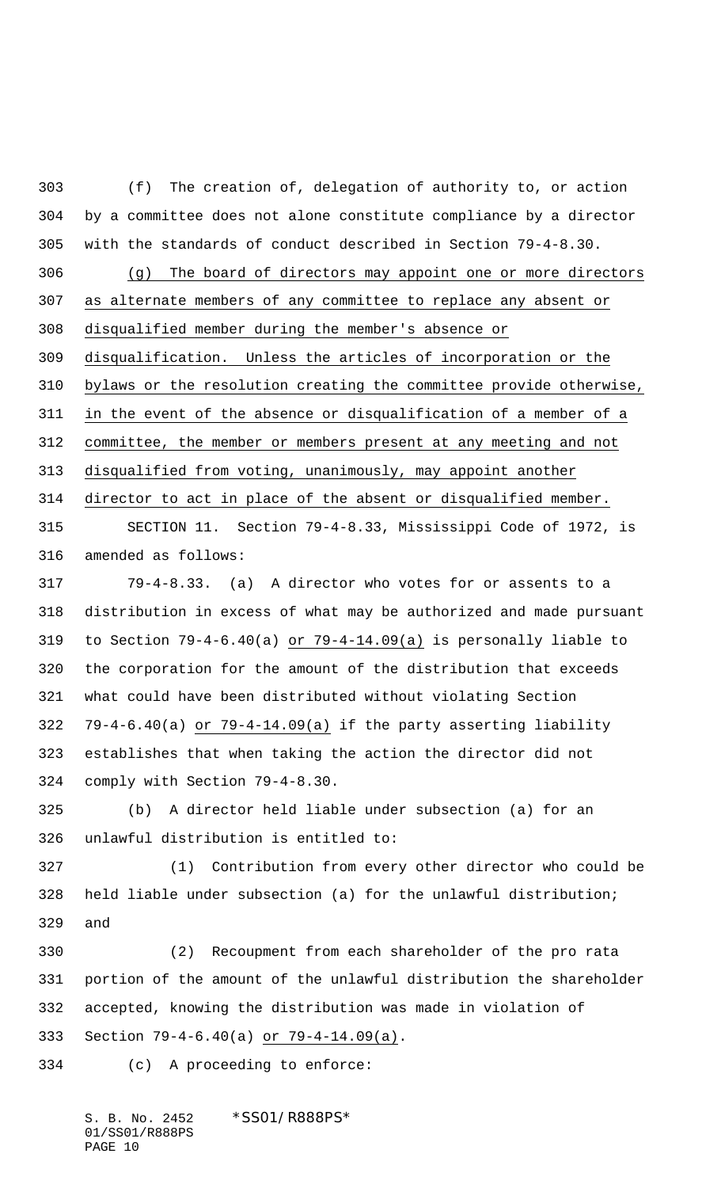(f) The creation of, delegation of authority to, or action by a committee does not alone constitute compliance by a director with the standards of conduct described in Section 79-4-8.30.

<u>(g) The board of directors may appoint one or more directors as alternate members of any committee to replace any absent or disqualified member during the member's absence or disqualification. Unless the articles of incorporation or the bylaws or the resolution creating the committee provide otherwise, in the event of the absence or disqualification of a member of a committee, the member or members present at any meeting and not disqualified from voting, unanimously, may appoint another director to act in place of the absent or disqualified member.</u>

SECTION 11. Section 79-4-8.33, Mississippi Code of 1972, is amended as follows:

79-4-8.33. (a) A director who votes for or assents to a distribution in excess of what may be authorized and made pursuant to Section 79-4-6.40(a) <u>or 79-4-14.09(a)</u> is personally liable to the corporation for the amount of the distribution that exceeds what could have been distributed without violating Section 79-4-6.40(a) <u>or 79-4-14.09(a)</u> if the party asserting liability establishes that when taking the action the director did not comply with Section 79-4-8.30.

(b) A director held liable under subsection (a) for an unlawful distribution is entitled to:

(1) Contribution from every other director who could be held liable under subsection (a) for the unlawful distribution; and

(2) Recoupment from each shareholder of the pro rata portion of the amount of the unlawful distribution the shareholder accepted, knowing the distribution was made in violation of Section 79-4-6.40(a) <u>or 79-4-14.09(a)</u>.

(c) A proceeding to enforce: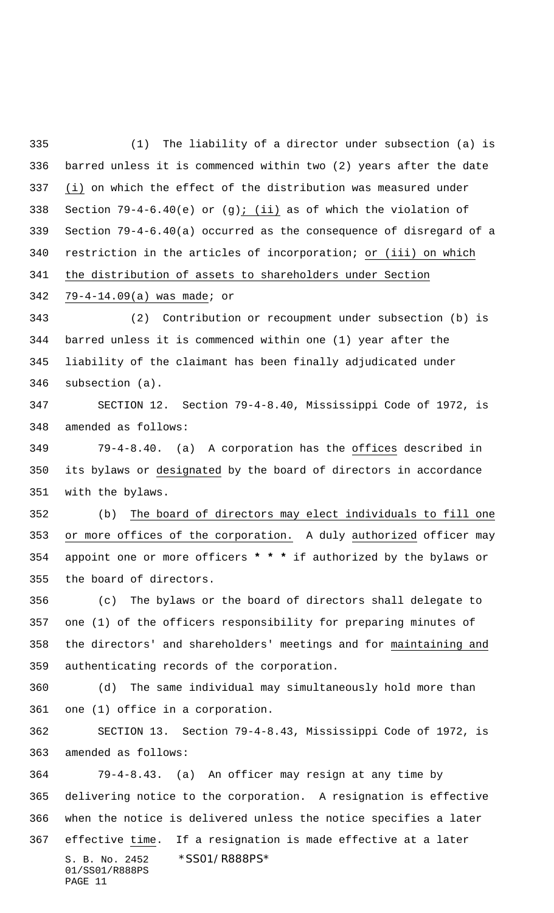(1) The liability of a director under subsection (a) is barred unless it is commenced within two (2) years after the date (i) on which the effect of the distribution was measured under Section 79-4-6.40(e) or (g); (ii) as of which the violation of Section 79-4-6.40(a) occurred as the consequence of disregard of a restriction in the articles of incorporation; or (iii) on which the distribution of assets to shareholders under Section 79-4-14.09(a) was made; or

(2) Contribution or recoupment under subsection (b) is barred unless it is commenced within one (1) year after the liability of the claimant has been finally adjudicated under subsection (a).

SECTION 12. Section 79-4-8.40, Mississippi Code of 1972, is amended as follows:

79-4-8.40. (a) A corporation has the offices described in its bylaws or designated by the board of directors in accordance with the bylaws.

(b) The board of directors may elect individuals to fill one or more offices of the corporation. A duly authorized officer may appoint one or more officers * * * if authorized by the bylaws or the board of directors.

(c) The bylaws or the board of directors shall delegate to one (1) of the officers responsibility for preparing minutes of the directors' and shareholders' meetings and for maintaining and authenticating records of the corporation.

(d) The same individual may simultaneously hold more than one (1) office in a corporation.

SECTION 13. Section 79-4-8.43, Mississippi Code of 1972, is amended as follows:

79-4-8.43. (a) An officer may resign at any time by delivering notice to the corporation. A resignation is effective when the notice is delivered unless the notice specifies a later effective time. If a resignation is made effective at a later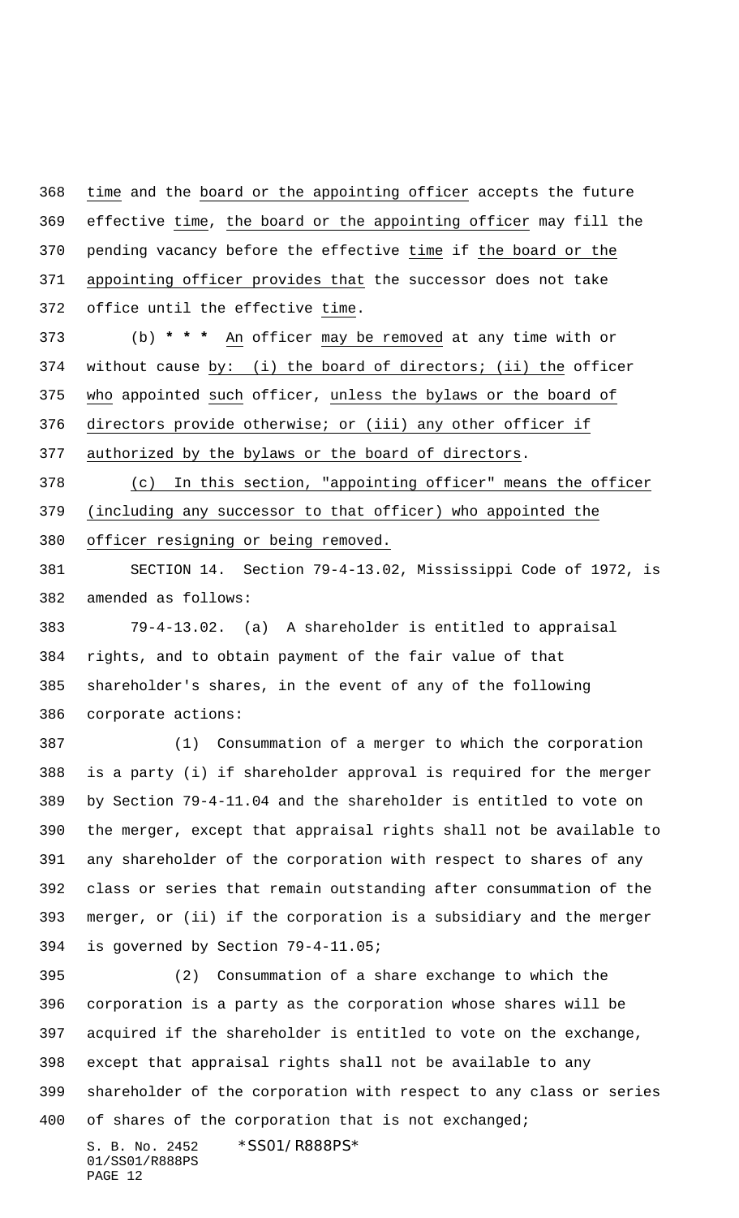time and the board or the appointing officer accepts the future effective time, the board or the appointing officer may fill the pending vacancy before the effective time if the board or the appointing officer provides that the successor does not take office until the effective time.

(b) * * * An officer may be removed at any time with or without cause by: (i) the board of directors; (ii) the officer who appointed such officer, unless the bylaws or the board of directors provide otherwise; or (iii) any other officer if authorized by the bylaws or the board of directors.

(c) In this section, "appointing officer" means the officer (including any successor to that officer) who appointed the officer resigning or being removed.

SECTION 14. Section 79-4-13.02, Mississippi Code of 1972, is amended as follows:

79-4-13.02. (a) A shareholder is entitled to appraisal rights, and to obtain payment of the fair value of that shareholder's shares, in the event of any of the following corporate actions:

(1) Consummation of a merger to which the corporation is a party (i) if shareholder approval is required for the merger by Section 79-4-11.04 and the shareholder is entitled to vote on the merger, except that appraisal rights shall not be available to any shareholder of the corporation with respect to shares of any class or series that remain outstanding after consummation of the merger, or (ii) if the corporation is a subsidiary and the merger is governed by Section 79-4-11.05;

(2) Consummation of a share exchange to which the corporation is a party as the corporation whose shares will be acquired if the shareholder is entitled to vote on the exchange, except that appraisal rights shall not be available to any shareholder of the corporation with respect to any class or series of shares of the corporation that is not exchanged;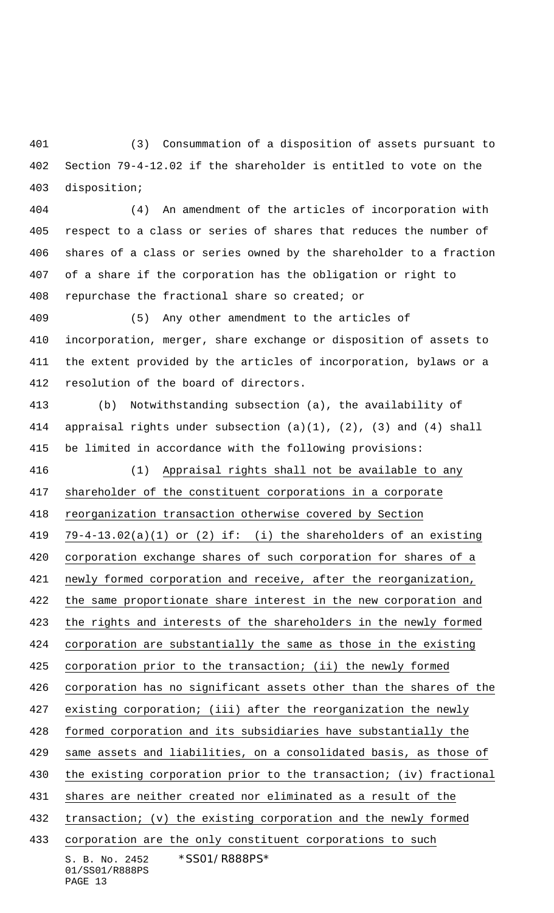(3) Consummation of a disposition of assets pursuant to Section 79-4-12.02 if the shareholder is entitled to vote on the disposition;

(4) An amendment of the articles of incorporation with respect to a class or series of shares that reduces the number of shares of a class or series owned by the shareholder to a fraction of a share if the corporation has the obligation or right to repurchase the fractional share so created; or

(5) Any other amendment to the articles of incorporation, merger, share exchange or disposition of assets to the extent provided by the articles of incorporation, bylaws or a resolution of the board of directors.

(b) Notwithstanding subsection (a), the availability of appraisal rights under subsection (a)(1), (2), (3) and (4) shall be limited in accordance with the following provisions:

(1) Appraisal rights shall not be available to any shareholder of the constituent corporations in a corporate reorganization transaction otherwise covered by Section 79-4-13.02(a)(1) or (2) if: (i) the shareholders of an existing corporation exchange shares of such corporation for shares of a newly formed corporation and receive, after the reorganization, the same proportionate share interest in the new corporation and the rights and interests of the shareholders in the newly formed corporation are substantially the same as those in the existing corporation prior to the transaction; (ii) the newly formed corporation has no significant assets other than the shares of the existing corporation; (iii) after the reorganization the newly formed corporation and its subsidiaries have substantially the same assets and liabilities, on a consolidated basis, as those of the existing corporation prior to the transaction; (iv) fractional shares are neither created nor eliminated as a result of the transaction; (v) the existing corporation and the newly formed corporation are the only constituent corporations to such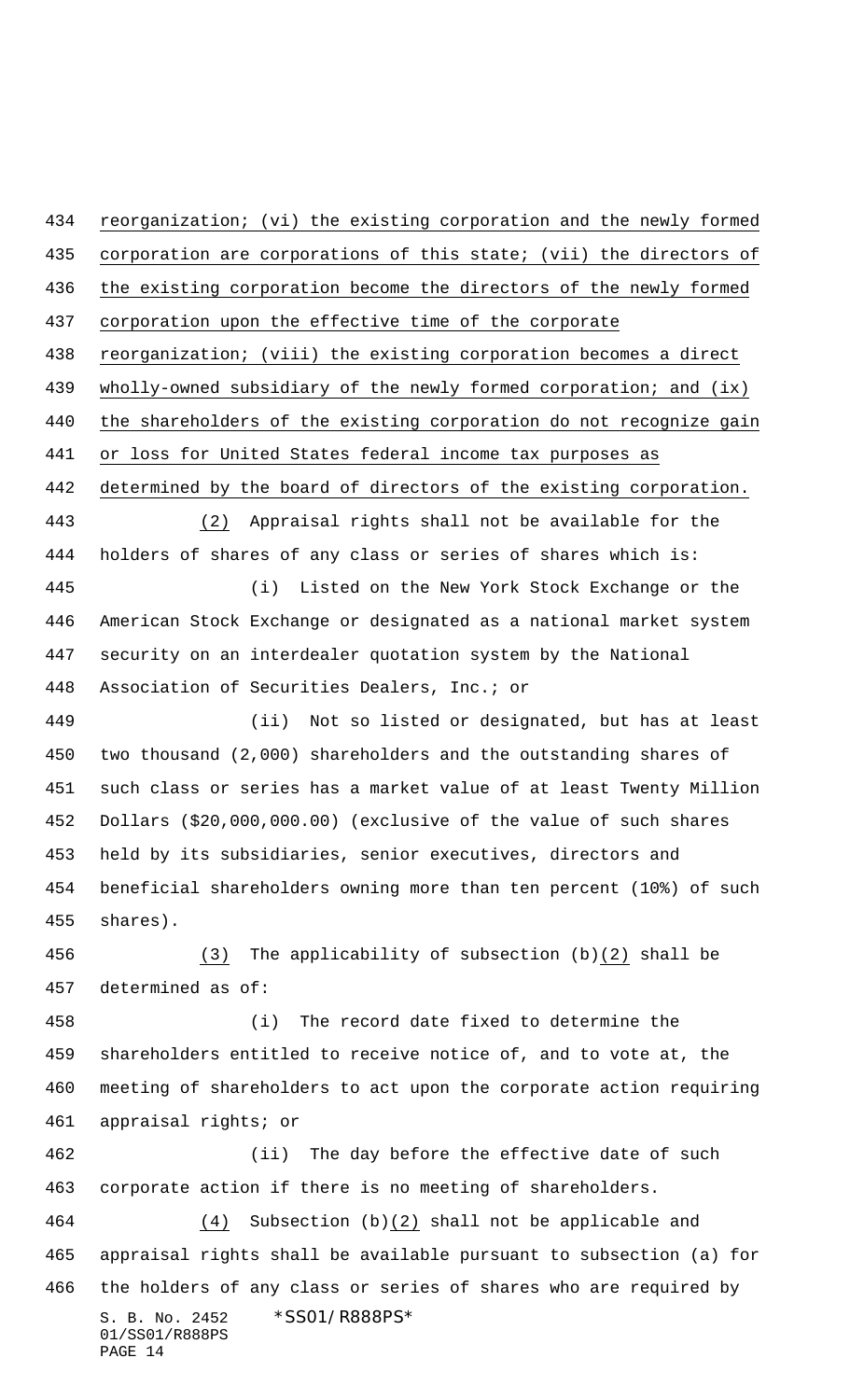reorganization; (vi) the existing corporation and the newly formed corporation are corporations of this state; (vii) the directors of the existing corporation become the directors of the newly formed corporation upon the effective time of the corporate reorganization; (viii) the existing corporation becomes a direct wholly-owned subsidiary of the newly formed corporation; and (ix) the shareholders of the existing corporation do not recognize gain or loss for United States federal income tax purposes as determined by the board of directors of the existing corporation.

(2) Appraisal rights shall not be available for the holders of shares of any class or series of shares which is:

(i) Listed on the New York Stock Exchange or the American Stock Exchange or designated as a national market system security on an interdealer quotation system by the National Association of Securities Dealers, Inc.; or

(ii) Not so listed or designated, but has at least two thousand (2,000) shareholders and the outstanding shares of such class or series has a market value of at least Twenty Million Dollars ($20,000,000.00) (exclusive of the value of such shares held by its subsidiaries, senior executives, directors and beneficial shareholders owning more than ten percent (10%) of such shares).

(3) The applicability of subsection (b)(2) shall be determined as of:

(i) The record date fixed to determine the shareholders entitled to receive notice of, and to vote at, the meeting of shareholders to act upon the corporate action requiring appraisal rights; or

(ii) The day before the effective date of such corporate action if there is no meeting of shareholders.

(4) Subsection (b)(2) shall not be applicable and appraisal rights shall be available pursuant to subsection (a) for the holders of any class or series of shares who are required by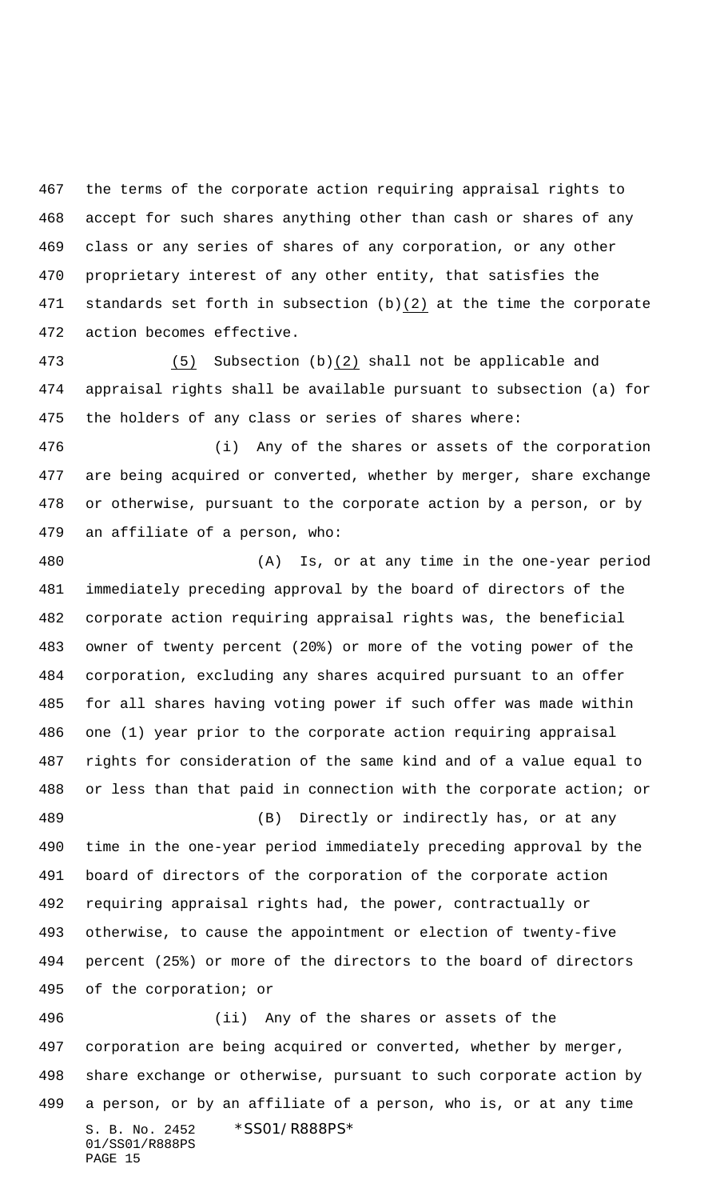the terms of the corporate action requiring appraisal rights to accept for such shares anything other than cash or shares of any class or any series of shares of any corporation, or any other proprietary interest of any other entity, that satisfies the standards set forth in subsection (b)(2) at the time the corporate action becomes effective.

(5) Subsection (b)(2) shall not be applicable and appraisal rights shall be available pursuant to subsection (a) for the holders of any class or series of shares where:

(i) Any of the shares or assets of the corporation are being acquired or converted, whether by merger, share exchange or otherwise, pursuant to the corporate action by a person, or by an affiliate of a person, who:

(A) Is, or at any time in the one-year period immediately preceding approval by the board of directors of the corporate action requiring appraisal rights was, the beneficial owner of twenty percent (20%) or more of the voting power of the corporation, excluding any shares acquired pursuant to an offer for all shares having voting power if such offer was made within one (1) year prior to the corporate action requiring appraisal rights for consideration of the same kind and of a value equal to or less than that paid in connection with the corporate action; or

(B) Directly or indirectly has, or at any time in the one-year period immediately preceding approval by the board of directors of the corporation of the corporate action requiring appraisal rights had, the power, contractually or otherwise, to cause the appointment or election of twenty-five percent (25%) or more of the directors to the board of directors of the corporation; or

(ii) Any of the shares or assets of the corporation are being acquired or converted, whether by merger, share exchange or otherwise, pursuant to such corporate action by a person, or by an affiliate of a person, who is, or at any time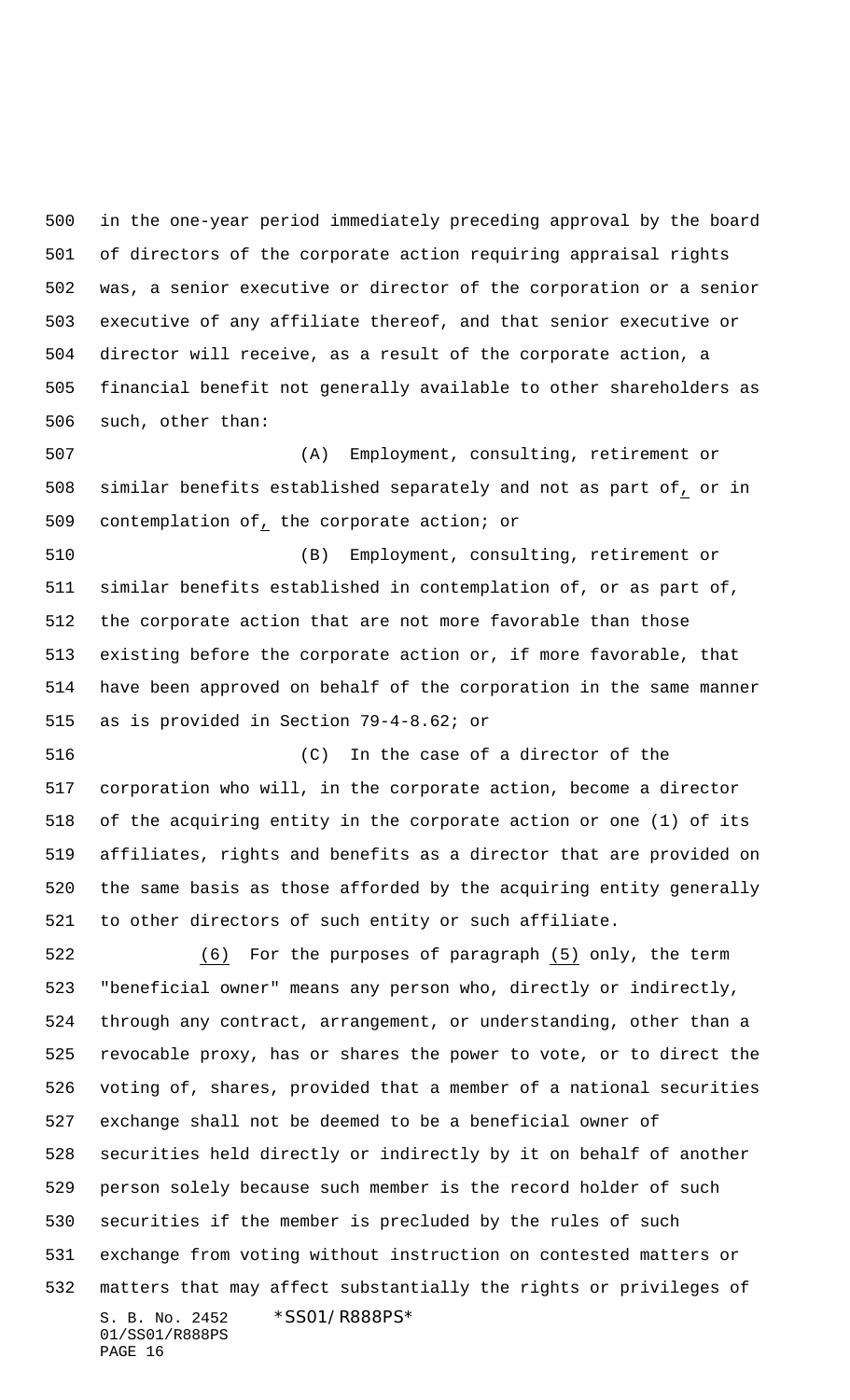in the one-year period immediately preceding approval by the board of directors of the corporate action requiring appraisal rights was, a senior executive or director of the corporation or a senior executive of any affiliate thereof, and that senior executive or director will receive, as a result of the corporate action, a financial benefit not generally available to other shareholders as such, other than:

(A) Employment, consulting, retirement or similar benefits established separately and not as part of, or in contemplation of, the corporate action; or

(B) Employment, consulting, retirement or similar benefits established in contemplation of, or as part of, the corporate action that are not more favorable than those existing before the corporate action or, if more favorable, that have been approved on behalf of the corporation in the same manner as is provided in Section 79-4-8.62; or

(C) In the case of a director of the corporation who will, in the corporate action, become a director of the acquiring entity in the corporate action or one (1) of its affiliates, rights and benefits as a director that are provided on the same basis as those afforded by the acquiring entity generally to other directors of such entity or such affiliate.

(6) For the purposes of paragraph (5) only, the term "beneficial owner" means any person who, directly or indirectly, through any contract, arrangement, or understanding, other than a revocable proxy, has or shares the power to vote, or to direct the voting of, shares, provided that a member of a national securities exchange shall not be deemed to be a beneficial owner of securities held directly or indirectly by it on behalf of another person solely because such member is the record holder of such securities if the member is precluded by the rules of such exchange from voting without instruction on contested matters or matters that may affect substantially the rights or privileges of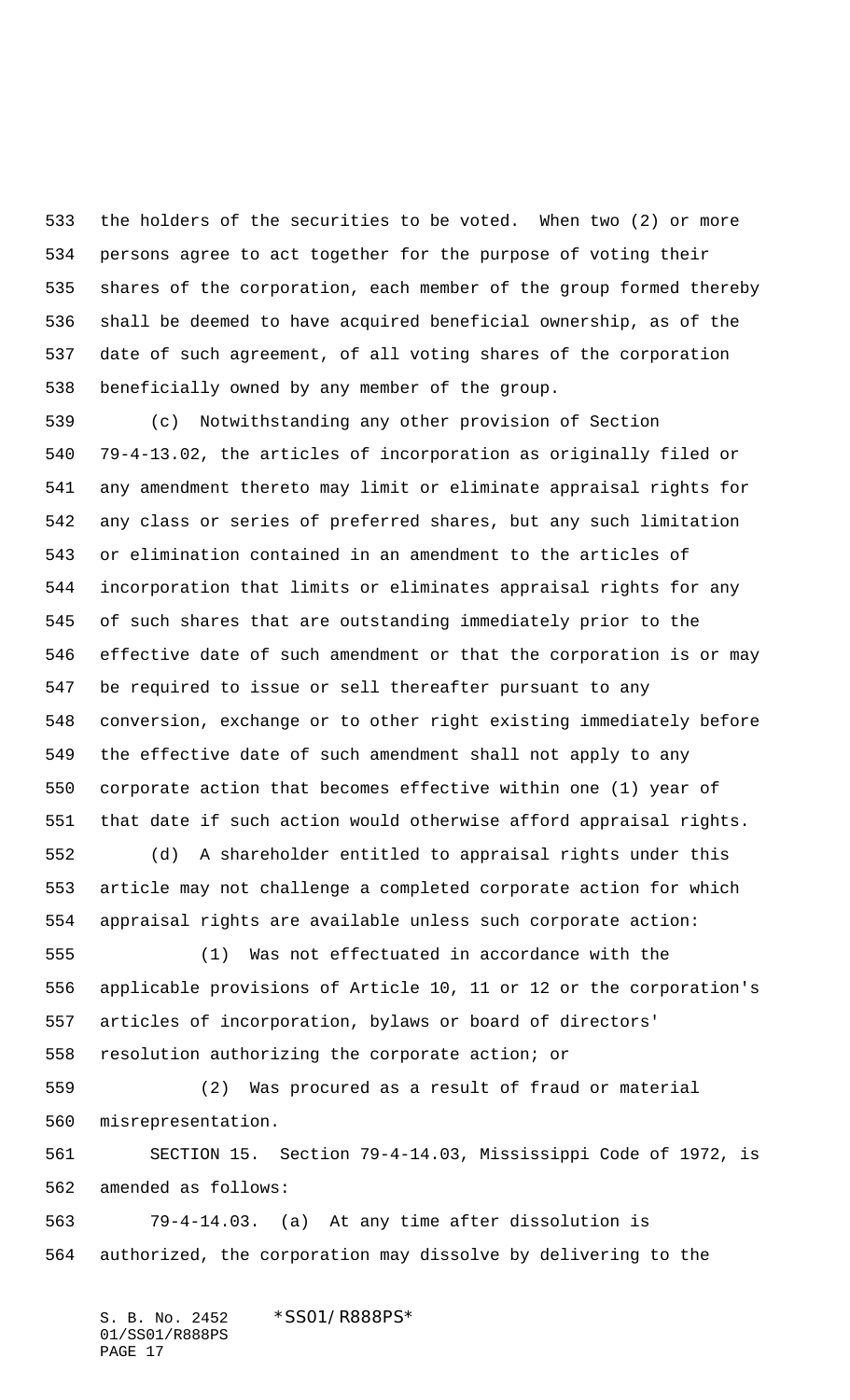the holders of the securities to be voted. When two (2) or more persons agree to act together for the purpose of voting their shares of the corporation, each member of the group formed thereby shall be deemed to have acquired beneficial ownership, as of the date of such agreement, of all voting shares of the corporation beneficially owned by any member of the group.

(c) Notwithstanding any other provision of Section 79-4-13.02, the articles of incorporation as originally filed or any amendment thereto may limit or eliminate appraisal rights for any class or series of preferred shares, but any such limitation or elimination contained in an amendment to the articles of incorporation that limits or eliminates appraisal rights for any of such shares that are outstanding immediately prior to the effective date of such amendment or that the corporation is or may be required to issue or sell thereafter pursuant to any conversion, exchange or to other right existing immediately before the effective date of such amendment shall not apply to any corporate action that becomes effective within one (1) year of that date if such action would otherwise afford appraisal rights.

(d) A shareholder entitled to appraisal rights under this article may not challenge a completed corporate action for which appraisal rights are available unless such corporate action:

(1) Was not effectuated in accordance with the applicable provisions of Article 10, 11 or 12 or the corporation's articles of incorporation, bylaws or board of directors' resolution authorizing the corporate action; or

(2) Was procured as a result of fraud or material misrepresentation.

SECTION 15. Section 79-4-14.03, Mississippi Code of 1972, is amended as follows:

79-4-14.03. (a) At any time after dissolution is authorized, the corporation may dissolve by delivering to the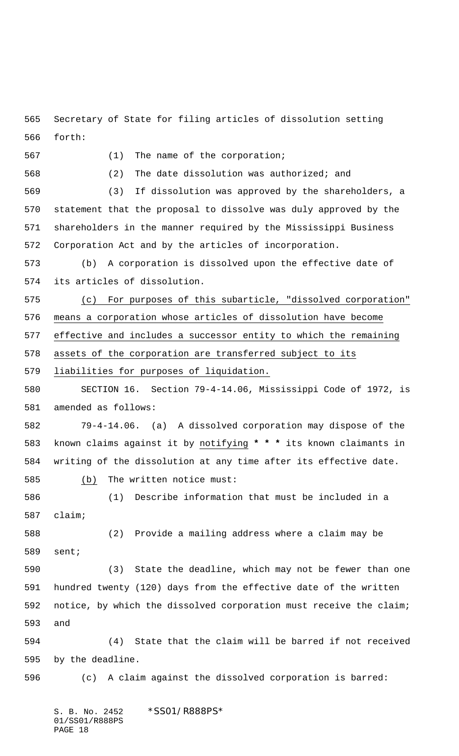Secretary of State for filing articles of dissolution setting forth:

(1) The name of the corporation;

(2) The date dissolution was authorized; and

(3) If dissolution was approved by the shareholders, a statement that the proposal to dissolve was duly approved by the shareholders in the manner required by the Mississippi Business Corporation Act and by the articles of incorporation.

(b) A corporation is dissolved upon the effective date of its articles of dissolution.

(c) For purposes of this subarticle, "dissolved corporation" means a corporation whose articles of dissolution have become effective and includes a successor entity to which the remaining assets of the corporation are transferred subject to its liabilities for purposes of liquidation.

SECTION 16. Section 79-4-14.06, Mississippi Code of 1972, is amended as follows:

79-4-14.06. (a) A dissolved corporation may dispose of the known claims against it by notifying * * * its known claimants in writing of the dissolution at any time after its effective date.

(b) The written notice must:

(1) Describe information that must be included in a claim;

(2) Provide a mailing address where a claim may be sent;

(3) State the deadline, which may not be fewer than one hundred twenty (120) days from the effective date of the written notice, by which the dissolved corporation must receive the claim; and

(4) State that the claim will be barred if not received by the deadline.

(c) A claim against the dissolved corporation is barred: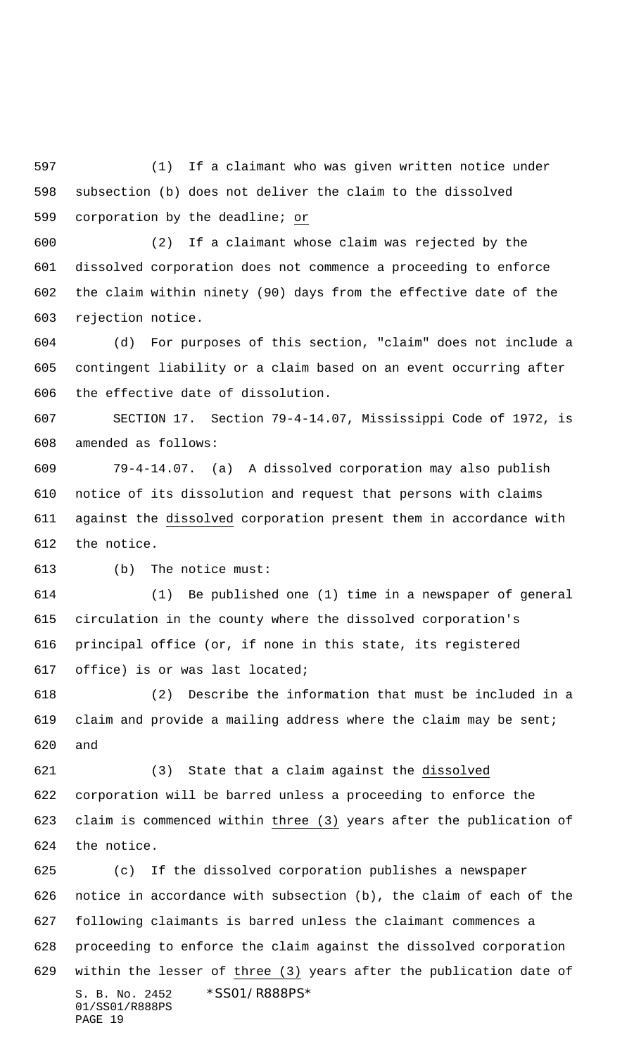(1) If a claimant who was given written notice under subsection (b) does not deliver the claim to the dissolved corporation by the deadline; or

(2) If a claimant whose claim was rejected by the dissolved corporation does not commence a proceeding to enforce the claim within ninety (90) days from the effective date of the rejection notice.

(d) For purposes of this section, "claim" does not include a contingent liability or a claim based on an event occurring after the effective date of dissolution.

SECTION 17. Section 79-4-14.07, Mississippi Code of 1972, is amended as follows:

79-4-14.07. (a) A dissolved corporation may also publish notice of its dissolution and request that persons with claims against the dissolved corporation present them in accordance with the notice.

(b) The notice must:

(1) Be published one (1) time in a newspaper of general circulation in the county where the dissolved corporation's principal office (or, if none in this state, its registered office) is or was last located;

(2) Describe the information that must be included in a claim and provide a mailing address where the claim may be sent; and

(3) State that a claim against the dissolved corporation will be barred unless a proceeding to enforce the claim is commenced within three (3) years after the publication of the notice.

(c) If the dissolved corporation publishes a newspaper notice in accordance with subsection (b), the claim of each of the following claimants is barred unless the claimant commences a proceeding to enforce the claim against the dissolved corporation within the lesser of three (3) years after the publication date of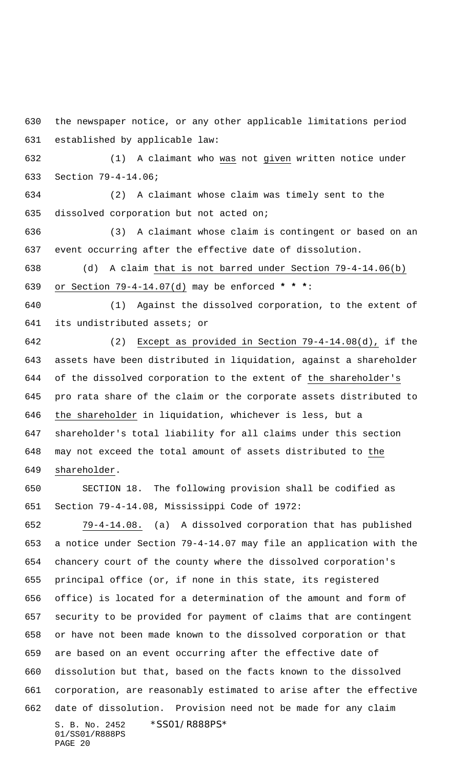the newspaper notice, or any other applicable limitations period established by applicable law:

(1) A claimant who was not given written notice under Section 79-4-14.06;

(2) A claimant whose claim was timely sent to the dissolved corporation but not acted on;

(3) A claimant whose claim is contingent or based on an event occurring after the effective date of dissolution.

(d) A claim that is not barred under Section 79-4-14.06(b) or Section 79-4-14.07(d) may be enforced * * *:

(1) Against the dissolved corporation, to the extent of its undistributed assets; or

(2) Except as provided in Section 79-4-14.08(d), if the assets have been distributed in liquidation, against a shareholder of the dissolved corporation to the extent of the shareholder's pro rata share of the claim or the corporate assets distributed to the shareholder in liquidation, whichever is less, but a shareholder's total liability for all claims under this section may not exceed the total amount of assets distributed to the shareholder.

SECTION 18. The following provision shall be codified as Section 79-4-14.08, Mississippi Code of 1972:

79-4-14.08. (a) A dissolved corporation that has published a notice under Section 79-4-14.07 may file an application with the chancery court of the county where the dissolved corporation's principal office (or, if none in this state, its registered office) is located for a determination of the amount and form of security to be provided for payment of claims that are contingent or have not been made known to the dissolved corporation or that are based on an event occurring after the effective date of dissolution but that, based on the facts known to the dissolved corporation, are reasonably estimated to arise after the effective date of dissolution. Provision need not be made for any claim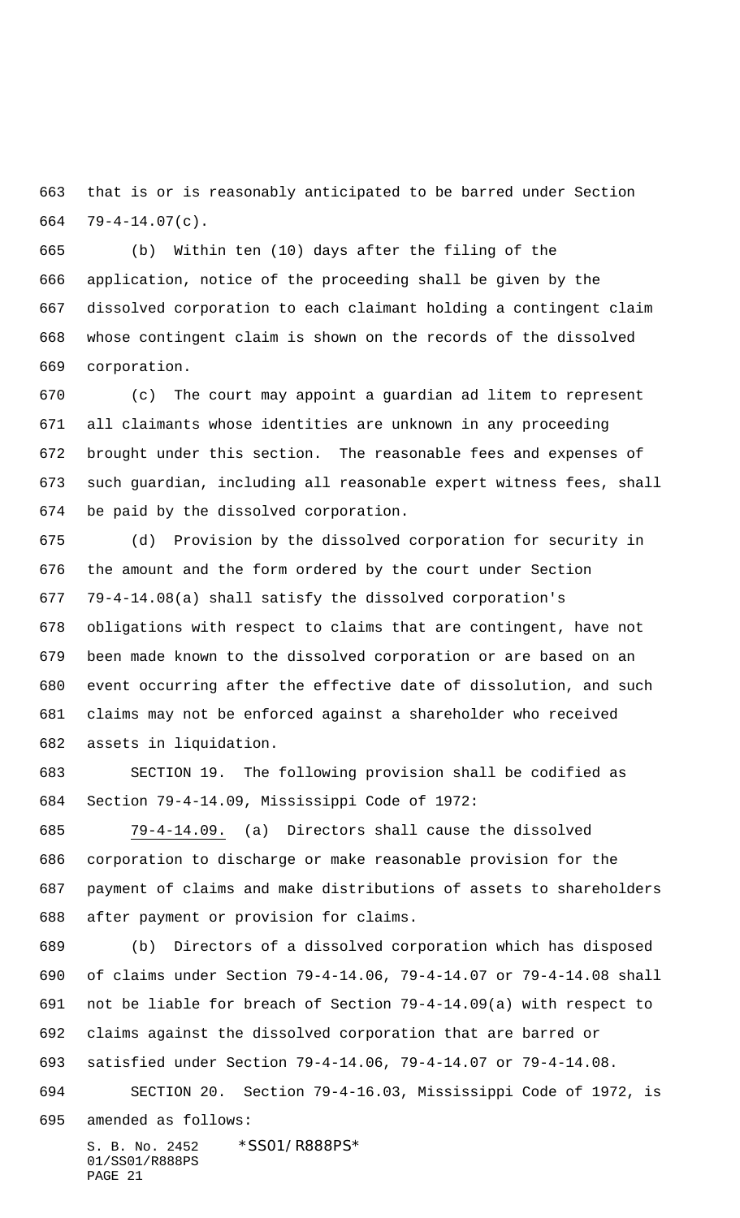that is or is reasonably anticipated to be barred under Section 79-4-14.07(c).

(b) Within ten (10) days after the filing of the application, notice of the proceeding shall be given by the dissolved corporation to each claimant holding a contingent claim whose contingent claim is shown on the records of the dissolved corporation.

(c) The court may appoint a guardian ad litem to represent all claimants whose identities are unknown in any proceeding brought under this section. The reasonable fees and expenses of such guardian, including all reasonable expert witness fees, shall be paid by the dissolved corporation.

(d) Provision by the dissolved corporation for security in the amount and the form ordered by the court under Section 79-4-14.08(a) shall satisfy the dissolved corporation's obligations with respect to claims that are contingent, have not been made known to the dissolved corporation or are based on an event occurring after the effective date of dissolution, and such claims may not be enforced against a shareholder who received assets in liquidation.

SECTION 19. The following provision shall be codified as Section 79-4-14.09, Mississippi Code of 1972:

79-4-14.09. (a) Directors shall cause the dissolved corporation to discharge or make reasonable provision for the payment of claims and make distributions of assets to shareholders after payment or provision for claims.

(b) Directors of a dissolved corporation which has disposed of claims under Section 79-4-14.06, 79-4-14.07 or 79-4-14.08 shall not be liable for breach of Section 79-4-14.09(a) with respect to claims against the dissolved corporation that are barred or satisfied under Section 79-4-14.06, 79-4-14.07 or 79-4-14.08.

SECTION 20. Section 79-4-16.03, Mississippi Code of 1972, is amended as follows: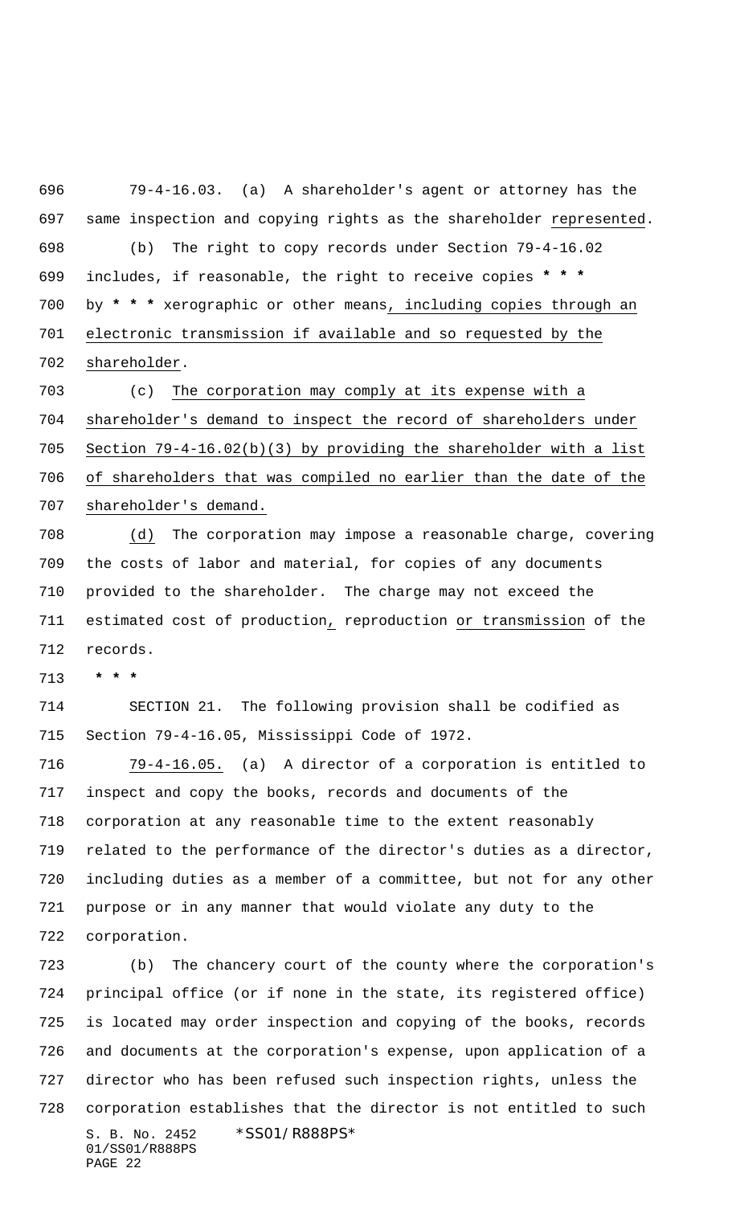79-4-16.03. (a) A shareholder's agent or attorney has the same inspection and copying rights as the shareholder represented.

(b) The right to copy records under Section 79-4-16.02 includes, if reasonable, the right to receive copies * * * by * * * xerographic or other means, including copies through an electronic transmission if available and so requested by the shareholder.

(c) The corporation may comply at its expense with a shareholder's demand to inspect the record of shareholders under Section 79-4-16.02(b)(3) by providing the shareholder with a list of shareholders that was compiled no earlier than the date of the shareholder's demand.

(d) The corporation may impose a reasonable charge, covering the costs of labor and material, for copies of any documents provided to the shareholder. The charge may not exceed the estimated cost of production, reproduction or transmission of the records.

* * *

SECTION 21. The following provision shall be codified as Section 79-4-16.05, Mississippi Code of 1972.

79-4-16.05. (a) A director of a corporation is entitled to inspect and copy the books, records and documents of the corporation at any reasonable time to the extent reasonably related to the performance of the director's duties as a director, including duties as a member of a committee, but not for any other purpose or in any manner that would violate any duty to the corporation.

(b) The chancery court of the county where the corporation's principal office (or if none in the state, its registered office) is located may order inspection and copying of the books, records and documents at the corporation's expense, upon application of a director who has been refused such inspection rights, unless the corporation establishes that the director is not entitled to such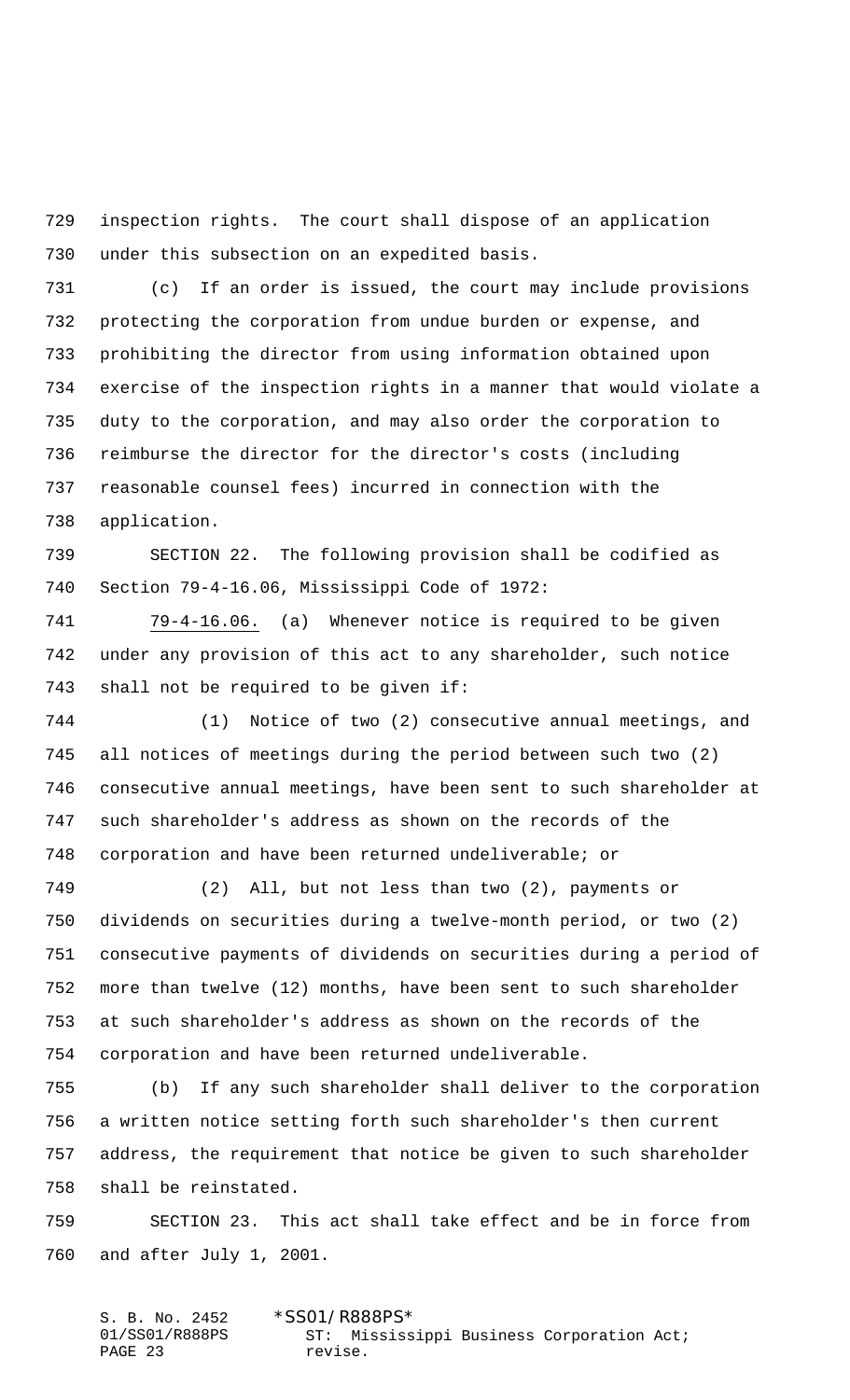inspection rights. The court shall dispose of an application under this subsection on an expedited basis.

(c) If an order is issued, the court may include provisions protecting the corporation from undue burden or expense, and prohibiting the director from using information obtained upon exercise of the inspection rights in a manner that would violate a duty to the corporation, and may also order the corporation to reimburse the director for the director's costs (including reasonable counsel fees) incurred in connection with the application.

SECTION 22. The following provision shall be codified as Section 79-4-16.06, Mississippi Code of 1972:

79-4-16.06. (a) Whenever notice is required to be given under any provision of this act to any shareholder, such notice shall not be required to be given if:

(1) Notice of two (2) consecutive annual meetings, and all notices of meetings during the period between such two (2) consecutive annual meetings, have been sent to such shareholder at such shareholder's address as shown on the records of the corporation and have been returned undeliverable; or

(2) All, but not less than two (2), payments or dividends on securities during a twelve-month period, or two (2) consecutive payments of dividends on securities during a period of more than twelve (12) months, have been sent to such shareholder at such shareholder's address as shown on the records of the corporation and have been returned undeliverable.

(b) If any such shareholder shall deliver to the corporation a written notice setting forth such shareholder's then current address, the requirement that notice be given to such shareholder shall be reinstated.

SECTION 23. This act shall take effect and be in force from and after July 1, 2001.